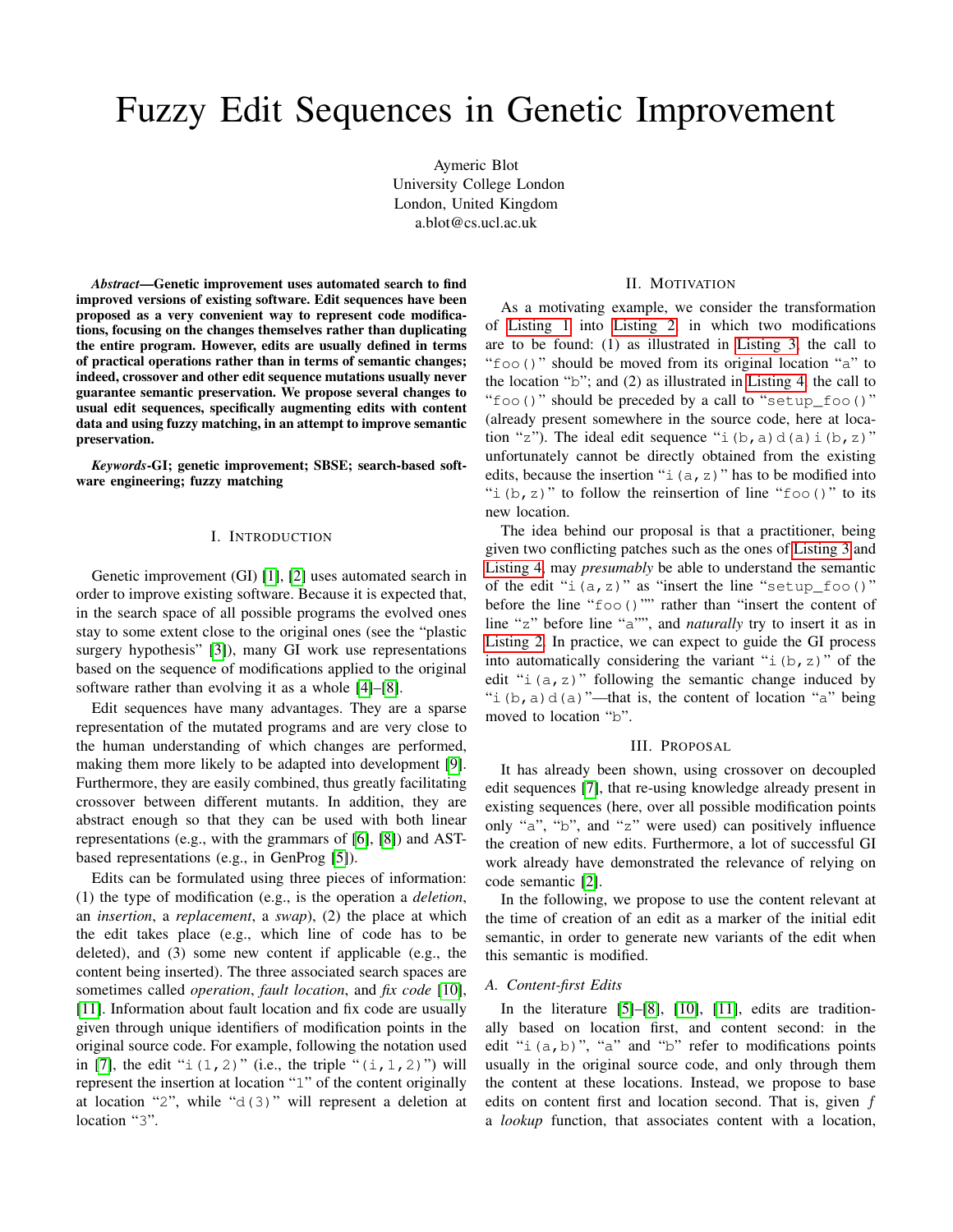# Fuzzy Edit Sequences in Genetic Improvement

Aymeric Blot
University College London
London, United Kingdom
a.blot@cs.ucl.ac.uk

***Abstract*—Genetic improvement uses automated search to find improved versions of existing software. Edit sequences have been proposed as a very convenient way to represent code modifications, focusing on the changes themselves rather than duplicating the entire program. However, edits are usually defined in terms of practical operations rather than in terms of semantic changes; indeed, crossover and other edit sequence mutations usually never guarantee semantic preservation. We propose several changes to usual edit sequences, specifically augmenting edits with content data and using fuzzy matching, in an attempt to improve semantic preservation.**

***Keywords*-GI; genetic improvement; SBSE; search-based software engineering; fuzzy matching**

## I. Introduction

Genetic improvement (GI) [1], [2] uses automated search in order to improve existing software. Because it is expected that, in the search space of all possible programs the evolved ones stay to some extent close to the original ones (see the "plastic surgery hypothesis" [3]), many GI work use representations based on the sequence of modifications applied to the original software rather than evolving it as a whole [4]–[8].

Edit sequences have many advantages. They are a sparse representation of the mutated programs and are very close to the human understanding of which changes are performed, making them more likely to be adapted into development [9]. Furthermore, they are easily combined, thus greatly facilitating crossover between different mutants. In addition, they are abstract enough so that they can be used with both linear representations (e.g., with the grammars of [6], [8]) and AST-based representations (e.g., in GenProg [5]).

Edits can be formulated using three pieces of information: (1) the type of modification (e.g., is the operation a *deletion*, an *insertion*, a *replacement*, a *swap*), (2) the place at which the edit takes place (e.g., which line of code has to be deleted), and (3) some new content if applicable (e.g., the content being inserted). The three associated search spaces are sometimes called *operation*, *fault location*, and *fix code* [10], [11]. Information about fault location and fix code are usually given through unique identifiers of modification points in the original source code. For example, following the notation used in [7], the edit "`i(1,2)`" (i.e., the triple "`(i,1,2)`") will represent the insertion at location "`1`" of the content originally at location "`2`", while "`d(3)`" will represent a deletion at location "`3`".

## II. Motivation

As a motivating example, we consider the transformation of Listing 1 into Listing 2, in which two modifications are to be found: (1) as illustrated in Listing 3, the call to "`foo()`" should be moved from its original location "`a`" to the location "`b`"; and (2) as illustrated in Listing 4, the call to "`foo()`" should be preceded by a call to "`setup_foo()`" (already present somewhere in the source code, here at location "`z`"). The ideal edit sequence "`i(b,a)d(a)i(b,z)`" unfortunately cannot be directly obtained from the existing edits, because the insertion "`i(a,z)`" has to be modified into "`i(b,z)`" to follow the reinsertion of line "`foo()`" to its new location.

The idea behind our proposal is that a practitioner, being given two conflicting patches such as the ones of Listing 3 and Listing 4, may *presumably* be able to understand the semantic of the edit "`i(a,z)`" as "insert the line "`setup_foo()`" before the line "`foo()`"" rather than "insert the content of line "`z`" before line "`a`"", and *naturally* try to insert it as in Listing 2. In practice, we can expect to guide the GI process into automatically considering the variant "`i(b,z)`" of the edit "`i(a,z)`" following the semantic change induced by "`i(b,a)d(a)`"—that is, the content of location "`a`" being moved to location "`b`".

## III. Proposal

It has already been shown, using crossover on decoupled edit sequences [7], that re-using knowledge already present in existing sequences (here, over all possible modification points only "`a`", "`b`", and "`z`" were used) can positively influence the creation of new edits. Furthermore, a lot of successful GI work already have demonstrated the relevance of relying on code semantic [2].

In the following, we propose to use the content relevant at the time of creation of an edit as a marker of the initial edit semantic, in order to generate new variants of the edit when this semantic is modified.

### A. Content-first Edits

In the literature [5]–[8], [10], [11], edits are traditionally based on location first, and content second: in the edit "`i(a,b)`", "`a`" and "`b`" refer to modifications points usually in the original source code, and only through them the content at these locations. Instead, we propose to base edits on content first and location second. That is, given $f$ a *lookup* function, that associates content with a location,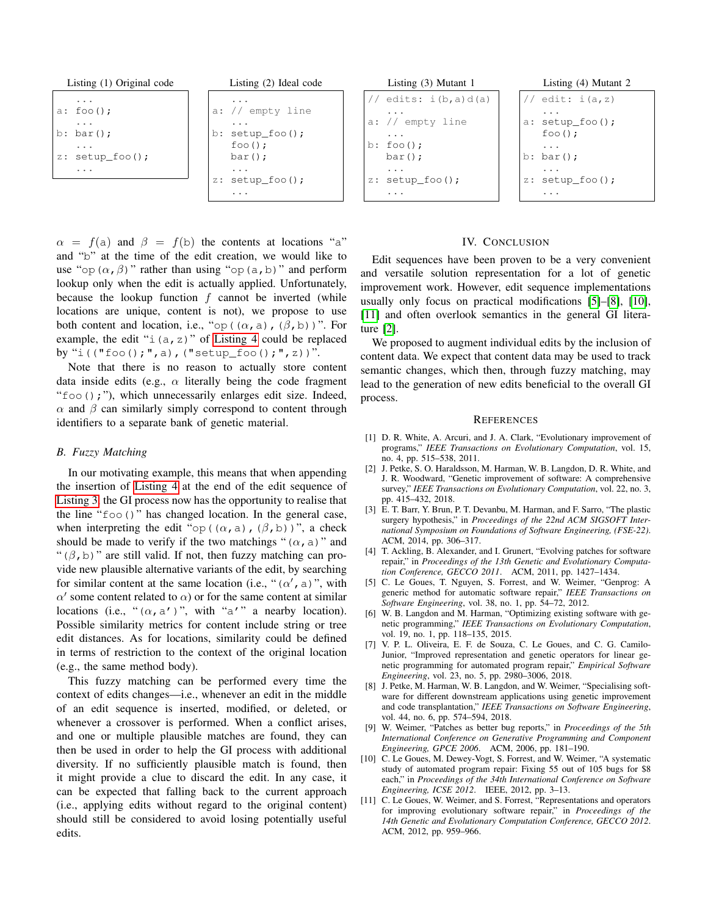Listing (1) Original code

```
   ...
a: foo();
   ...
b: bar();
   ...
z: setup_foo();
   ...
```

Listing (2) Ideal code

```
   ...
a: // empty line
   ...
b: setup_foo();
   foo();
   bar();
   ...
z: setup_foo();
   ...
```

Listing (3) Mutant 1

```
// edits: i(b,a)d(a)
   ...
a: // empty line
   ...
b: foo();
   bar();
   ...
z: setup_foo();
   ...
```

Listing (4) Mutant 2

```
// edit: i(a,z)
   ...
a: setup_foo();
   foo();
   ...
b: bar();
   ...
z: setup_foo();
   ...
```

$\alpha = f(\text{a})$ and $\beta = f(\text{b})$ the contents at locations "a" and "b" at the time of the edit creation, we would like to use "op($\alpha$,$\beta$)" rather than using "op(a,b)" and perform lookup only when the edit is actually applied. Unfortunately, because the lookup function $f$ cannot be inverted (while locations are unique, content is not), we propose to use both content and location, i.e., "op(($\alpha$,a),($\beta$,b))". For example, the edit "i(a,z)" of Listing 4 could be replaced by "i(("foo();",a),("setup_foo();",z))".

Note that there is no reason to actually store content data inside edits (e.g., $\alpha$ literally being the code fragment "foo();"), which unnecessarily enlarges edit size. Indeed, $\alpha$ and $\beta$ can similarly simply correspond to content through identifiers to a separate bank of genetic material.

### B. Fuzzy Matching

In our motivating example, this means that when appending the insertion of Listing 4 at the end of the edit sequence of Listing 3, the GI process now has the opportunity to realise that the line "foo()" has changed location. In the general case, when interpreting the edit "op(($\alpha$,a),($\beta$,b))", a check should be made to verify if the two matchings "($\alpha$,a)" and "($\beta$,b)" are still valid. If not, then fuzzy matching can provide new plausible alternative variants of the edit, by searching for similar content at the same location (i.e., "($\alpha'$,a)", with $\alpha'$ some content related to $\alpha$) or for the same content at similar locations (i.e., "($\alpha$,a')", with "a'" a nearby location). Possible similarity metrics for content include string or tree edit distances. As for locations, similarity could be defined in terms of restriction to the context of the original location (e.g., the same method body).

This fuzzy matching can be performed every time the context of edits changes—i.e., whenever an edit in the middle of an edit sequence is inserted, modified, or deleted, or whenever a crossover is performed. When a conflict arises, and one or multiple plausible matches are found, they can then be used in order to help the GI process with additional diversity. If no sufficiently plausible match is found, then it might provide a clue to discard the edit. In any case, it can be expected that falling back to the current approach (i.e., applying edits without regard to the original content) should still be considered to avoid losing potentially useful edits.

## IV. Conclusion

Edit sequences have been proven to be a very convenient and versatile solution representation for a lot of genetic improvement work. However, edit sequence implementations usually only focus on practical modifications [5]–[8], [10], [11] and often overlook semantics in the general GI literature [2].

We proposed to augment individual edits by the inclusion of content data. We expect that content data may be used to track semantic changes, which then, through fuzzy matching, may lead to the generation of new edits beneficial to the overall GI process.

## References

[1] D. R. White, A. Arcuri, and J. A. Clark, "Evolutionary improvement of programs," *IEEE Transactions on Evolutionary Computation*, vol. 15, no. 4, pp. 515–538, 2011.

[2] J. Petke, S. O. Haraldsson, M. Harman, W. B. Langdon, D. R. White, and J. R. Woodward, "Genetic improvement of software: A comprehensive survey," *IEEE Transactions on Evolutionary Computation*, vol. 22, no. 3, pp. 415–432, 2018.

[3] E. T. Barr, Y. Brun, P. T. Devanbu, M. Harman, and F. Sarro, "The plastic surgery hypothesis," in *Proceedings of the 22nd ACM SIGSOFT International Symposium on Foundations of Software Engineering, (FSE-22)*. ACM, 2014, pp. 306–317.

[4] T. Ackling, B. Alexander, and I. Grunert, "Evolving patches for software repair," in *Proceedings of the 13th Genetic and Evolutionary Computation Conference, GECCO 2011*. ACM, 2011, pp. 1427–1434.

[5] C. Le Goues, T. Nguyen, S. Forrest, and W. Weimer, "Genprog: A generic method for automatic software repair," *IEEE Transactions on Software Engineering*, vol. 38, no. 1, pp. 54–72, 2012.

[6] W. B. Langdon and M. Harman, "Optimizing existing software with genetic programming," *IEEE Transactions on Evolutionary Computation*, vol. 19, no. 1, pp. 118–135, 2015.

[7] V. P. L. Oliveira, E. F. de Souza, C. Le Goues, and C. G. Camilo-Junior, "Improved representation and genetic operators for linear genetic programming for automated program repair," *Empirical Software Engineering*, vol. 23, no. 5, pp. 2980–3006, 2018.

[8] J. Petke, M. Harman, W. B. Langdon, and W. Weimer, "Specialising software for different downstream applications using genetic improvement and code transplantation," *IEEE Transactions on Software Engineering*, vol. 44, no. 6, pp. 574–594, 2018.

[9] W. Weimer, "Patches as better bug reports," in *Proceedings of the 5th International Conference on Generative Programming and Component Engineering, GPCE 2006*. ACM, 2006, pp. 181–190.

[10] C. Le Goues, M. Dewey-Vogt, S. Forrest, and W. Weimer, "A systematic study of automated program repair: Fixing 55 out of 105 bugs for \$8 each," in *Proceedings of the 34th International Conference on Software Engineering, ICSE 2012*. IEEE, 2012, pp. 3–13.

[11] C. Le Goues, W. Weimer, and S. Forrest, "Representations and operators for improving evolutionary software repair," in *Proceedings of the 14th Genetic and Evolutionary Computation Conference, GECCO 2012*. ACM, 2012, pp. 959–966.